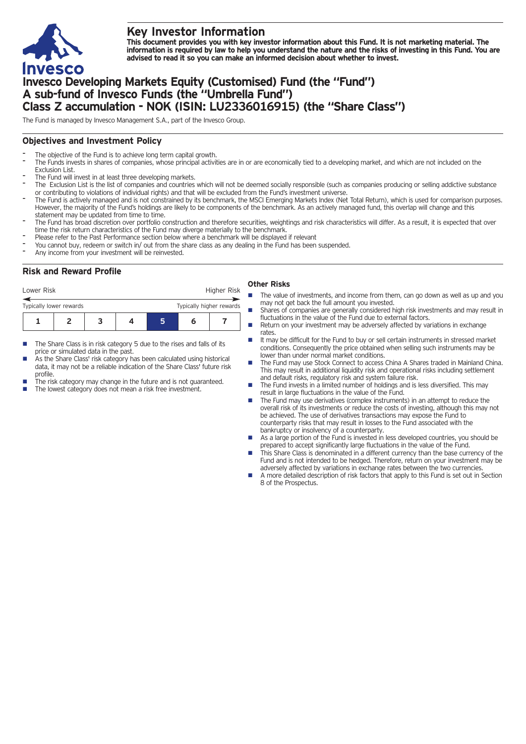# Key Investor Information

**This document provides you with key investor information about this Fund. It is not marketing material. The information is required by law to help you understand the nature and the risks of investing in this Fund. You are advised to read it so you can make an informed decision about whether to invest.**

# Invesco Developing Markets Equity (Customised) Fund (the "Fund") A sub-fund of Invesco Funds (the "Umbrella Fund") Class Z accumulation - NOK (ISIN: LU2336016915) (the "Share Class")

The Fund is managed by Invesco Management S.A., part of the Invesco Group.

## Objectives and Investment Policy

- The objective of the Fund is to achieve long term capital growth.
- The Funds invests in shares of companies, whose principal activities are in or are economically tied to a developing market, and which are not included on the Exclusion List.
- The Fund will invest in at least three developing markets.
- The Exclusion List is the list of companies and countries which will not be deemed socially responsible (such as companies producing or selling addictive substance or contributing to violations of individual rights) and that will be excluded from the Fund's investment universe.
- The Fund is actively managed and is not constrained by its benchmark, the MSCI Emerging Markets Index (Net Total Return), which is used for comparison purposes. However, the majority of the Fund's holdings are likely to be components of the benchmark. As an actively managed fund, this overlap will change and this statement may be updated from time to time.
- The Fund has broad discretion over portfolio construction and therefore securities, weightings and risk characteristics will differ. As a result, it is expected that over time the risk return characteristics of the Fund may diverge materially to the benchmark.
- Please refer to the Past Performance section below where a benchmark will be displayed if relevant
- You cannot buy, redeem or switch in/ out from the share class as any dealing in the Fund has been suspended.
- Any income from your investment will be reinvested.

## Risk and Reward Profile

| Lower Risk | | | | | | Higher Risk |
|---|---|---|---|---|---|---|
| Typically lower rewards | | | | | | Typically higher rewards |
| 1 | 2 | 3 | 4 | **5** | 6 | 7 |

- The Share Class is in risk category 5 due to the rises and falls of its price or simulated data in the past.
- As the Share Class' risk category has been calculated using historical data, it may not be a reliable indication of the Share Class' future risk profile.
- The risk category may change in the future and is not guaranteed.
- The lowest category does not mean a risk free investment.

### Other Risks

- The value of investments, and income from them, can go down as well as up and you may not get back the full amount you invested.
- Shares of companies are generally considered high risk investments and may result in fluctuations in the value of the Fund due to external factors.
- Return on your investment may be adversely affected by variations in exchange rates.
- It may be difficult for the Fund to buy or sell certain instruments in stressed market conditions. Consequently the price obtained when selling such instruments may be lower than under normal market conditions.
- The Fund may use Stock Connect to access China A Shares traded in Mainland China. This may result in additional liquidity risk and operational risks including settlement and default risks, regulatory risk and system failure risk.
- The Fund invests in a limited number of holdings and is less diversified. This may result in large fluctuations in the value of the Fund.
- The Fund may use derivatives (complex instruments) in an attempt to reduce the overall risk of its investments or reduce the costs of investing, although this may not be achieved. The use of derivatives transactions may expose the Fund to counterparty risks that may result in losses to the Fund associated with the bankruptcy or insolvency of a counterparty.
- As a large portion of the Fund is invested in less developed countries, you should be prepared to accept significantly large fluctuations in the value of the Fund.
- This Share Class is denominated in a different currency than the base currency of the Fund and is not intended to be hedged. Therefore, return on your investment may be adversely affected by variations in exchange rates between the two currencies.
- A more detailed description of risk factors that apply to this Fund is set out in Section 8 of the Prospectus.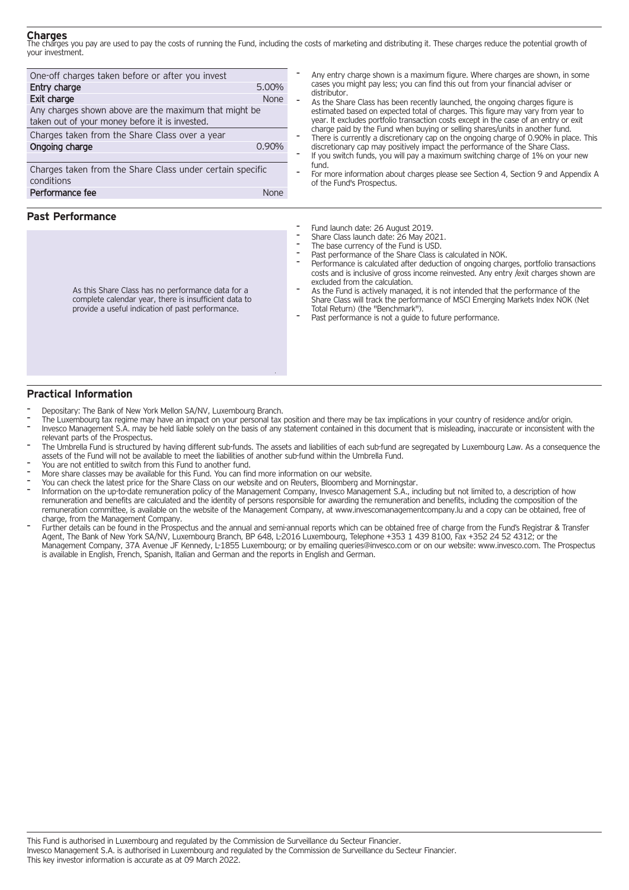## Charges

The charges you pay are used to pay the costs of running the Fund, including the costs of marketing and distributing it. These charges reduce the potential growth of your investment.

| | |
|---|---|
| One-off charges taken before or after you invest | |
| **Entry charge** | 5.00% |
| **Exit charge** | None |
| Any charges shown above are the maximum that might be taken out of your money before it is invested. | |
| Charges taken from the Share Class over a year | |
| **Ongoing charge** | 0.90% |
| Charges taken from the Share Class under certain specific conditions | |
| **Performance fee** | None |

- Any entry charge shown is a maximum figure. Where charges are shown, in some cases you might pay less; you can find this out from your financial adviser or distributor.
- As the Share Class has been recently launched, the ongoing charges figure is estimated based on expected total of charges. This figure may vary from year to year. It excludes portfolio transaction costs except in the case of an entry or exit charge paid by the Fund when buying or selling shares/units in another fund.
- There is currently a discretionary cap on the ongoing charge of 0.90% in place. This discretionary cap may positively impact the performance of the Share Class.
- If you switch funds, you will pay a maximum switching charge of 1% on your new fund.
- For more information about charges please see Section 4, Section 9 and Appendix A of the Fund's Prospectus.

## Past Performance

As this Share Class has no performance data for a complete calendar year, there is insufficient data to provide a useful indication of past performance.

- Fund launch date: 26 August 2019.
- Share Class launch date: 26 May 2021.
- The base currency of the Fund is USD.
- Past performance of the Share Class is calculated in NOK.
- Performance is calculated after deduction of ongoing charges, portfolio transactions costs and is inclusive of gross income reinvested. Any entry /exit charges shown are excluded from the calculation.
- As the Fund is actively managed, it is not intended that the performance of the Share Class will track the performance of MSCI Emerging Markets Index NOK (Net Total Return) (the "Benchmark").
- Past performance is not a guide to future performance.

## Practical Information

- Depositary: The Bank of New York Mellon SA/NV, Luxembourg Branch.
- The Luxembourg tax regime may have an impact on your personal tax position and there may be tax implications in your country of residence and/or origin.
- Invesco Management S.A. may be held liable solely on the basis of any statement contained in this document that is misleading, inaccurate or inconsistent with the relevant parts of the Prospectus.
- The Umbrella Fund is structured by having different sub-funds. The assets and liabilities of each sub-fund are segregated by Luxembourg Law. As a consequence the assets of the Fund will not be available to meet the liabilities of another sub-fund within the Umbrella Fund.
- You are not entitled to switch from this Fund to another fund.
- More share classes may be available for this Fund. You can find more information on our website.
- You can check the latest price for the Share Class on our website and on Reuters, Bloomberg and Morningstar.
- Information on the up-to-date remuneration policy of the Management Company, Invesco Management S.A., including but not limited to, a description of how remuneration and benefits are calculated and the identity of persons responsible for awarding the remuneration and benefits, including the composition of the remuneration committee, is available on the website of the Management Company, at www.invescomanagementcompany.lu and a copy can be obtained, free of charge, from the Management Company.
- Further details can be found in the Prospectus and the annual and semi-annual reports which can be obtained free of charge from the Fund's Registrar & Transfer Agent, The Bank of New York SA/NV, Luxembourg Branch, BP 648, L-2016 Luxembourg, Telephone +353 1 439 8100, Fax +352 24 52 4312; or the Management Company, 37A Avenue JF Kennedy, L-1855 Luxembourg; or by emailing queries@invesco.com or on our website: www.invesco.com. The Prospectus is available in English, French, Spanish, Italian and German and the reports in English and German.

This Fund is authorised in Luxembourg and regulated by the Commission de Surveillance du Secteur Financier.
Invesco Management S.A. is authorised in Luxembourg and regulated by the Commission de Surveillance du Secteur Financier.
This key investor information is accurate as at 09 March 2022.